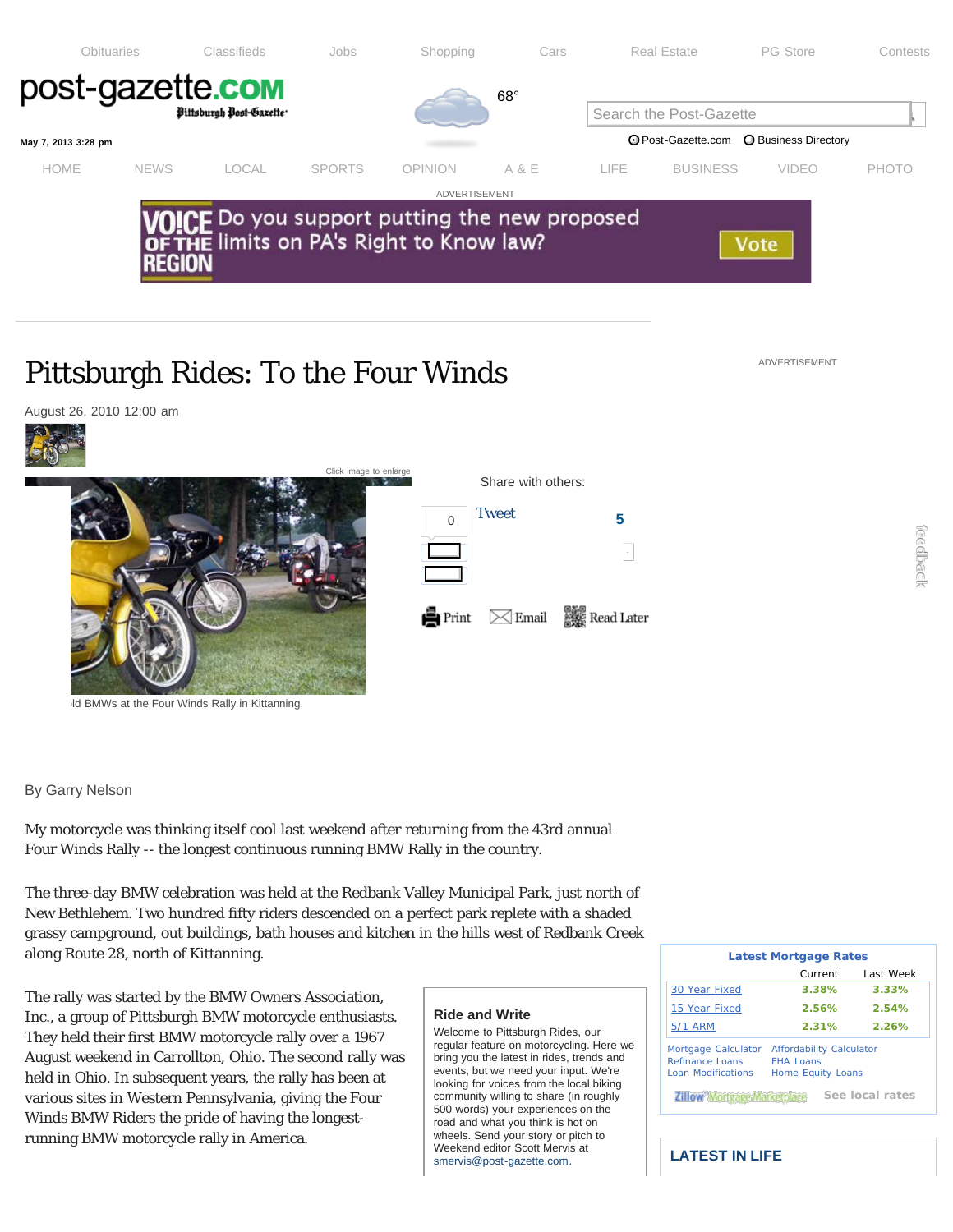# Pittsburgh Rides: To the Four Winds

August 26, 2010 12:00 am

ıld BMWs at the Four Winds Rally in Kittanning.

By Garry Nelson

My motorcycle was thinking itself cool last weekend after returning from the 43rd annual Four Winds Rally -- the longest continuous running BMW Rally in the country.

The three-day BMW celebration was held at the Redbank Valley Municipal Park, just north of New Bethlehem. Two hundred fifty riders descended on a perfect park replete with a shaded grassy campground, out buildings, bath houses and kitchen in the hills west of Redbank Creek along Route 28, north of Kittanning.

The rally was started by the BMW Owners Association, Inc., a group of Pittsburgh BMW motorcycle enthusiasts. They held their first BMW motorcycle rally over a 1967 August weekend in Carrollton, Ohio. The second rally was held in Ohio. In subsequent years, the rally has been at various sites in Western Pennsylvania, giving the Four Winds BMW Riders the pride of having the longest-running BMW motorcycle rally in America.

**Ride and Write**

Welcome to Pittsburgh Rides, our regular feature on motorcycling. Here we bring you the latest in rides, trends and events, but we need your input. We're looking for voices from the local biking community willing to share (in roughly 500 words) your experiences on the road and what you think is hot on wheels. Send your story or pitch to Weekend editor Scott Mervis at smervis@post-gazette.com.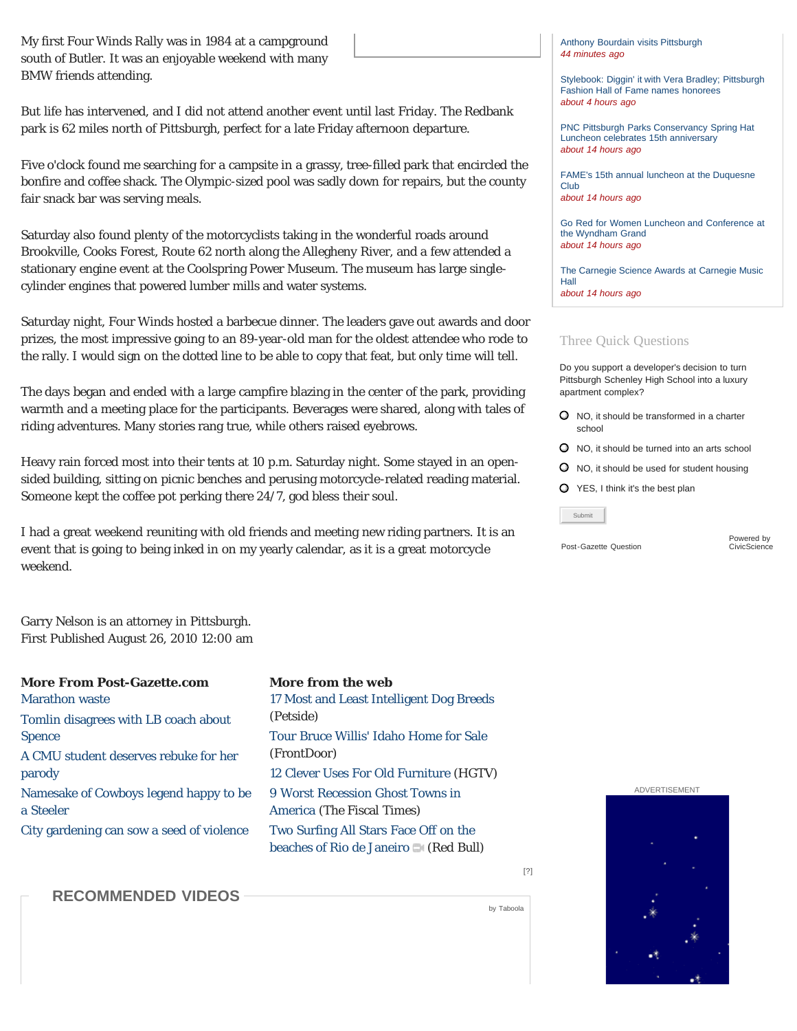My first Four Winds Rally was in 1984 at a campground south of Butler. It was an enjoyable weekend with many BMW friends attending.

But life has intervened, and I did not attend another event until last Friday. The Redbank park is 62 miles north of Pittsburgh, perfect for a late Friday afternoon departure.

Five o'clock found me searching for a campsite in a grassy, tree-filled park that encircled the bonfire and coffee shack. The Olympic-sized pool was sadly down for repairs, but the county fair snack bar was serving meals.

Saturday also found plenty of the motorcyclists taking in the wonderful roads around Brookville, Cooks Forest, Route 62 north along the Allegheny River, and a few attended a stationary engine event at the Coolspring Power Museum. The museum has large single-cylinder engines that powered lumber mills and water systems.

Saturday night, Four Winds hosted a barbecue dinner. The leaders gave out awards and door prizes, the most impressive going to an 89-year-old man for the oldest attendee who rode to the rally. I would sign on the dotted line to be able to copy that feat, but only time will tell.

The days began and ended with a large campfire blazing in the center of the park, providing warmth and a meeting place for the participants. Beverages were shared, along with tales of riding adventures. Many stories rang true, while others raised eyebrows.

Heavy rain forced most into their tents at 10 p.m. Saturday night. Some stayed in an open-sided building, sitting on picnic benches and perusing motorcycle-related reading material. Someone kept the coffee pot perking there 24/7, god bless their soul.

I had a great weekend reuniting with old friends and meeting new riding partners. It is an event that is going to being inked in on my yearly calendar, as it is a great motorcycle weekend.

Garry Nelson is an attorney in Pittsburgh.
First Published August 26, 2010 12:00 am

**More From Post-Gazette.com**

- Marathon waste
- Tomlin disagrees with LB coach about Spence
- A CMU student deserves rebuke for her parody
- Namesake of Cowboys legend happy to be a Steeler
- City gardening can sow a seed of violence

**More from the web**

- 17 Most and Least Intelligent Dog Breeds (Petside)
- Tour Bruce Willis' Idaho Home for Sale (FrontDoor)
- 12 Clever Uses For Old Furniture (HGTV)
- 9 Worst Recession Ghost Towns in America (The Fiscal Times)
- Two Surfing All Stars Face Off on the beaches of Rio de Janeiro (Red Bull)

[?]

**RECOMMENDED VIDEOS**

by Taboola

- Anthony Bourdain visits Pittsburgh
  *44 minutes ago*
- Stylebook: Diggin' it with Vera Bradley; Pittsburgh Fashion Hall of Fame names honorees
  *about 4 hours ago*
- PNC Pittsburgh Parks Conservancy Spring Hat Luncheon celebrates 15th anniversary
  *about 14 hours ago*
- FAME's 15th annual luncheon at the Duquesne Club
  *about 14 hours ago*
- Go Red for Women Luncheon and Conference at the Wyndham Grand
  *about 14 hours ago*
- The Carnegie Science Awards at Carnegie Music Hall
  *about 14 hours ago*

## Three Quick Questions

Do you support a developer's decision to turn Pittsburgh Schenley High School into a luxury apartment complex?

- NO, it should be transformed in a charter school
- NO, it should be turned into an arts school
- NO, it should be used for student housing
- YES, I think it's the best plan

Submit

Post-Gazette Question

Powered by CivicScience

ADVERTISEMENT